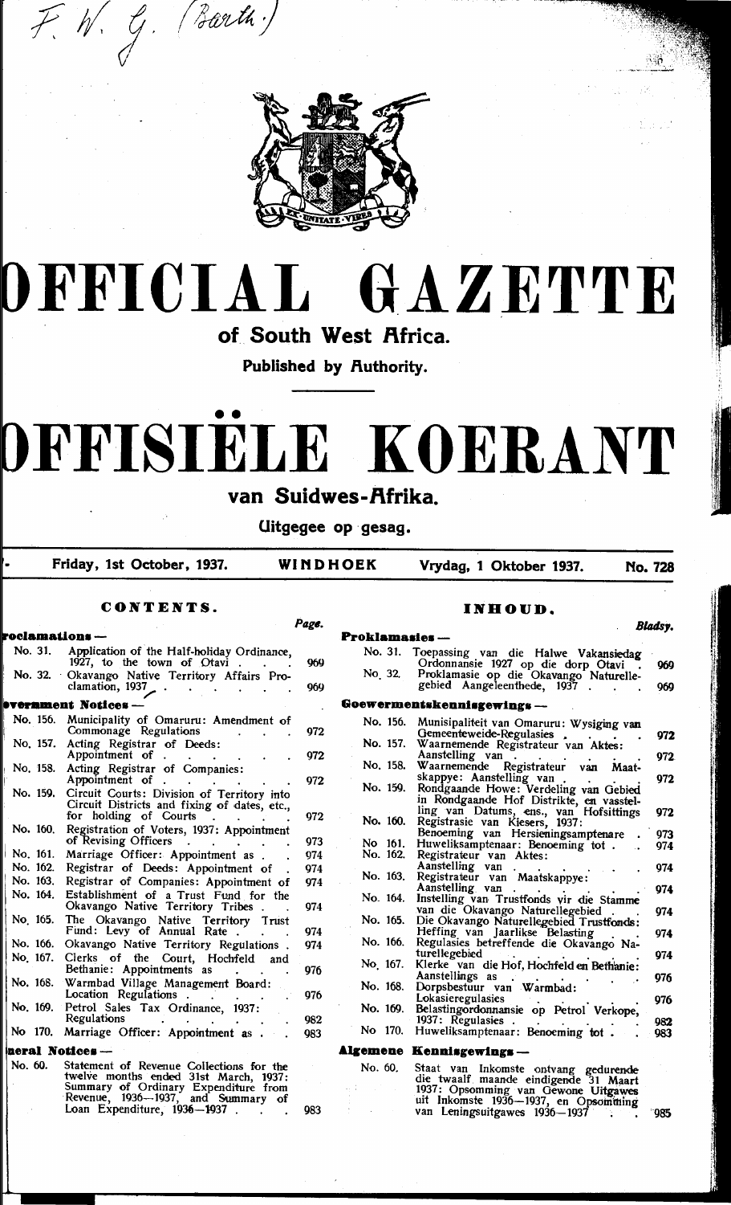F. W. G. (Barth.)

# OFFICIAL GAZETTE

## of South West Africa.

**Published by Authority.**

# OFFISIËLE KOERANT

## van Suidwes-Afrika.

**Uitgegee op gesag.**

Friday, 1st October, 1937. | WINDHOEK | Vrydag, 1 Oktober 1937. | No. 728

### CONTENTS.

| | | Page. |
|---|---|---|
| **Proclamations —** | | |
| No. 31. | Application of the Half-holiday Ordinance, 1927, to the town of Otavi | 969 |
| No. 32. | Okavango Native Territory Affairs Proclamation, 1937 | 969 |
| **Government Notices —** | | |
| No. 156. | Municipality of Omaruru: Amendment of Commonage Regulations | 972 |
| No. 157. | Acting Registrar of Deeds: Appointment of | 972 |
| No. 158. | Acting Registrar of Companies: Appointment of | 972 |
| No. 159. | Circuit Courts: Division of Territory into Circuit Districts and fixing of dates, etc., for holding of Courts | 972 |
| No. 160. | Registration of Voters, 1937: Appointment of Revising Officers | 973 |
| No. 161. | Marriage Officer: Appointment as | 974 |
| No. 162. | Registrar of Deeds: Appointment of | 974 |
| No. 163. | Registrar of Companies: Appointment of | 974 |
| No. 164. | Establishment of a Trust Fund for the Okavango Native Territory Tribes | 974 |
| No. 165. | The Okavango Native Territory Trust Fund: Levy of Annual Rate | 974 |
| No. 166. | Okavango Native Territory Regulations | 974 |
| No. 167. | Clerks of the Court, Hochfeld and Bethanie: Appointments as | 976 |
| No. 168. | Warmbad Village Management Board: Location Regulations | 976 |
| No. 169. | Petrol Sales Tax Ordinance, 1937: Regulations | 982 |
| No. 170. | Marriage Officer: Appointment as | 983 |
| **General Notices —** | | |
| No. 60. | Statement of Revenue Collections for the twelve months ended 31st March, 1937: Summary of Ordinary Expenditure from Revenue, 1936—1937, and Summary of Loan Expenditure, 1936—1937 | 983 |

### INHOUD.

| | | Bladsy. |
|---|---|---|
| **Proklamasies —** | | |
| No. 31. | Toepassing van die Halwe Vakansiedag Ordonnansie 1927 op die dorp Otavi | 969 |
| No. 32. | Proklamasie op die Okavango Naturellegebied Aangeleenthede, 1937 | 969 |
| **Goewermentskennisgewings —** | | |
| No. 156. | Munisipaliteit van Omaruru: Wysiging van Gemeenteweide-Regulasies | 972 |
| No. 157. | Waarnemende Registrateur van Aktes: Aanstelling van | 972 |
| No. 158. | Waarnemende Registrateur van Maatskappye: Aanstelling van | 972 |
| No. 159. | Rondgaande Howe: Verdeling van Gebied in Rondgaande Hof Distrikte, en vasstelling van Datums, ens., van Hofsittings | 972 |
| No. 160. | Registrasie van Kiesers, 1937: Benoeming van Hersieningsamptenare | 973 |
| No. 161. | Huweliksamptenaar: Benoeming tot | 974 |
| No. 162. | Registrateur van Aktes: Aanstelling van | 974 |
| No. 163. | Registrateur van Maatskappye: Aanstelling van | 974 |
| No. 164. | Instelling van Trustfonds vir die Stamme van die Okavango Naturellegebied | 974 |
| No. 165. | Die Okavango Naturellegebied Trustfonds: Heffing van Jaarlikse Belasting | 974 |
| No. 166. | Regulasies betreffende die Okavango Naturellegebied | 974 |
| No. 167. | Klerke van die Hof, Hochfeld en Bethanie: Aanstellings as | 976 |
| No. 168. | Dorpsbestuur van Warmbad: Lokasieregulasies | 976 |
| No. 169. | Belastingordonnansie op Petrol Verkope, 1937: Regulasies | 982 |
| No. 170. | Huweliksamptenaar: Benoeming tot | 983 |
| **Algemene Kennisgewings —** | | |
| No. 60. | Staat van Inkomste ontvang gedurende die twaalf maande eindigende 31 Maart 1937: Opsomming van Gewone Uitgawes uit Inkomste 1936—1937, en Opsomming van Leningsuitgawes 1936—1937 | 985 |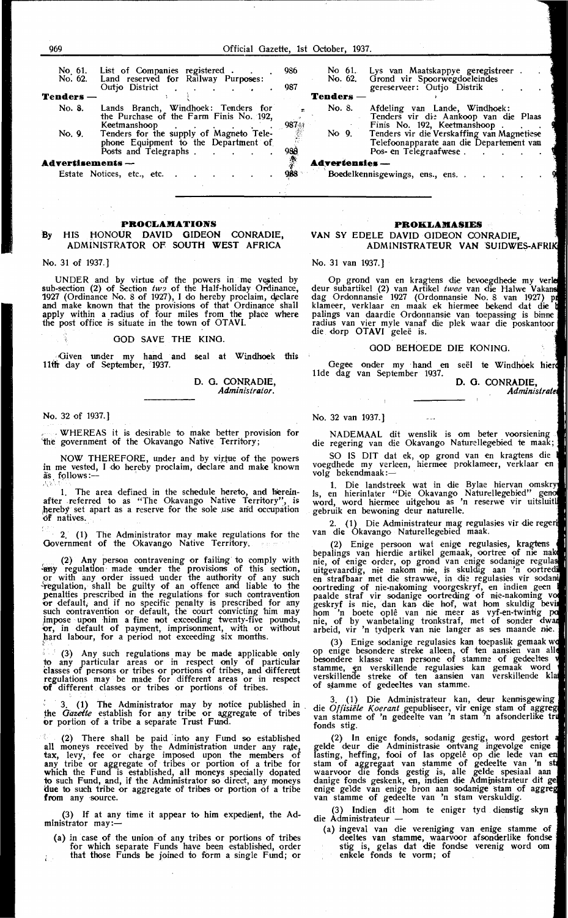| | | |
|---|---|---|
| No. 61. | List of Companies registered | 986 |
| No. 62. | Land reserved for Railway Purposes: Outjo District | 987 |
| **Tenders —** | | |
| No. 8. | Lands Branch, Windhoek: Tenders for the Purchase of the Farm Finis No. 192, Keetmanshoop | 987 |
| No. 9. | Tenders for the supply of Magneto Telephone Equipment to the Department of Posts and Telegraphs | 988 |
| **Advertisements —** | | |
| | Estate Notices, etc., etc. | 988 |

| | | |
|---|---|---|
| No 61. | Lys van Maatskappye geregistreer | |
| No. 62. | Grond vir Spoorwegdoeleindes gereserveer: Outjo Distrik | |
| **Tenders —** | | |
| No. 8. | Afdeling van Lande, Windhoek: Tenders vir die Aankoop van die Plaas Finis No. 192, Keetmanshoop | |
| No 9. | Tenders vir die Verskaffing van Magnetiese Telefoonapparate aan die Departement van Pos- en Telegraafwese | |
| **Advertensies —** | | |
| | Boedelkennisgewings, ens., ens. | |

## PROCLAMATIONS

### By HIS HONOUR DAVID GIDEON CONRADIE, ADMINISTRATOR OF SOUTH WEST AFRICA

No. 31 of 1937.]

UNDER and by virtue of the powers in me vested by sub-section (2) of Section *two* of the Half-holiday Ordinance, 1927 (Ordinance No. 8 of 1927), I do hereby proclaim, declare and make known that the provisions of that Ordinance shall apply within a radius of four miles from the place where the post office is situate in the town of OTAVI.

GOD SAVE THE KING.

Given under my hand and seal at Windhoek this 11th day of September, 1937.

D. G. CONRADIE,
*Administrator.*

No. 32 of 1937.]

WHEREAS it is desirable to make better provision for the government of the Okavango Native Territory;

NOW THEREFORE, under and by virtue of the powers in me vested, I do hereby proclaim, declare and make known as follows:—

1. The area defined in the schedule hereto, and hereinafter referred to as "The Okavango Native Territory", is hereby set apart as a reserve for the sole use and occupation of natives.

2. (1) The Administrator may make regulations for the Government of the Okavango Native Territory.

(2) Any person contravening or failing to comply with any regulation made under the provisions of this section, or with any order issued under the authority of any such regulation, shall be guilty of an offence and liable to the penalties prescribed in the regulations for such contravention or default, and if no specific penalty is prescribed for any such contravention or default, the court convicting him may impose upon him a fine not exceeding twenty-five pounds, or, in default of payment, imprisonment, with or without hard labour, for a period not exceeding six months.

(3) Any such regulations may be made applicable only to any particular areas or in respect only of particular classes of persons or tribes or portions of tribes, and different regulations may be made for different areas or in respect of different classes or tribes or portions of tribes.

3. (1) The Administrator may by notice published in the *Gazette* establish for any tribe or aggregate of tribes or portion of a tribe a separate Trust Fund.

(2) There shall be paid into any Fund so established all moneys received by the Administration under any rate, tax, levy, fee or charge imposed upon the members of any tribe or aggregate of tribes or portion of a tribe for which the Fund is established, all moneys specially donated to such Fund, and, if the Administrator so direct, any moneys due to such tribe or aggregate of tribes or portion of a tribe from any source.

(3) If at any time it appear to him expedient, the Administrator may:—

(a) in case of the union of any tribes or portions of tribes for which separate Funds have been established, order that those Funds be joined to form a single Fund; or

## PROKLAMASIES

### VAN SY EDELE DAVID GIDEON CONRADIE, ADMINISTRATEUR VAN SUIDWES-AFRIKA

No. 31 van 1937.]

Op grond van en kragtens die bevoegdhede my verleen deur subartikel (2) van Artikel *twee* van die Halwe Vakansiedag Ordonnansie 1927 (Ordonnansie No. 8 van 1927) proklameer, verklaar en maak ek hiermee bekend dat die bepalings van daardie Ordonnansie van toepassing is binne 'n radius van vier myle vanaf die plek waar die poskantoor in die dorp OTAVI geleë is.

GOD BEHOEDE DIE KONING.

Gegee onder my hand en seël te Windhoek hierdie 11de dag van September 1937.

D. G. CONRADIE,
*Administrateur.*

No. 32 van 1937.]

NADEMAAL dit wenslik is om beter voorsiening vir die regering van die Okavango Naturellegebied te maak;

SO IS DIT dat ek, op grond van en kragtens die bevoegdhede my verleen, hiermee proklameer, verklaar en volg bekendmaak:—

1. Die landstreek wat in die Bylae hiervan omskryf is, en hierinlater "Die Okavango Naturellegebied" genoem word, word hiermee uitgehou as 'n reserwe vir uitsluitlik gebruik en bewoning deur naturelle.

2. (1) Die Administrateur mag regulasies vir die regering van die Okavango Naturellegebied maak.

(2) Enige persoon wat enige regulasies, kragtens die bepalings van hierdie artikel gemaak, oortree of nie nakom nie, of enige order, op grond van enige sodanige regulasie uitgevaardig, nie nakom nie, is skuldig aan 'n oortreding en strafbaar met die strawwe, in die regulasies vir sodanige oortreding of nie-nakoming voorgeskryf, en indien geen bepaalde straf vir sodanige oortreding of nie-nakoming voorgeskryf is nie, dan kan die hof, wat hom skuldig bevind, hom 'n boete oplê van nie meer as vyf-en-twintig pond nie, of by wanbetaling tronkstraf, met of sonder dwangarbeid, vir 'n tydperk van nie langer as ses maande nie.

(3) Enige sodanige regulasies kan toepaslik gemaak word op enige besondere streke alleen, of ten aansien van alleen besondere klasse van persone of stamme of gedeeltes van stamme, en verskillende regulasies kan gemaak word vir verskillende streke of ten aansien van verskillende klasse of stamme of gedeeltes van stamme.

3. (1) Die Administrateur kan, deur kennisgewing in die *Offisiële Koerant* gepubliseer, vir enige stam of aggregaat van stamme of 'n gedeelte van 'n stam 'n afsonderlike trustfonds stig.

(2) In enige fonds, sodanig gestig, word gestort alle gelde deur die Administrasie ontvang ingevolge enige belasting, heffing, fooi of las opgelê op die lede van enige stam of aggregaat van stamme of gedeelte van 'n stam waarvoor die fonds gestig is, alle gelde spesiaal aan sodanige fonds geskenk, en, indien die Administrateur dit gelas, enige gelde van enige bron aan sodanige stam of aggregaat van stamme of gedeelte van 'n stam verskuldig.

(3) Indien dit hom te eniger tyd dienstig skyn, kan die Administrateur —

(a) ingeval van die vereniging van enige stamme of gedeeltes van stamme, waarvoor afsonderlike fondse gestig is, gelas dat die fondse verenig word om 'n enkele fonds te vorm; of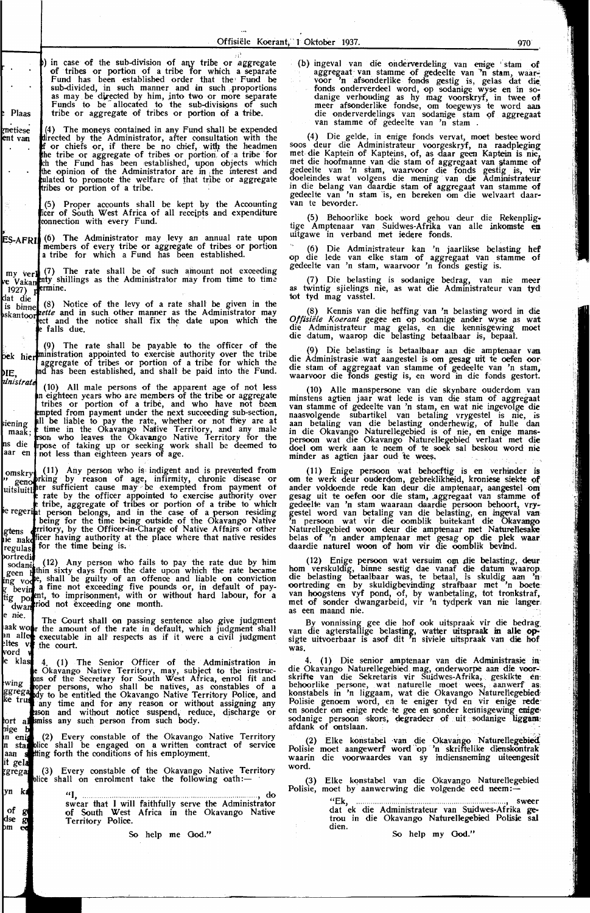(b) in case of the sub-division of any tribe or aggregate of tribes or portion of a tribe for which a separate Fund has been established order that the Fund be sub-divided, in such manner and in such proportions as may be directed by him, into two or more separate Funds to be allocated to the sub-divisions of such tribe or aggregate of tribes or portion of a tribe.

(4) The moneys contained in any Fund shall be expended directed by the Administrator, after consultation with the f or chiefs or, if there be no chief, with the headmen the tribe or aggregate of tribes or portion of a tribe for ich the Fund has been established, upon objects which the opinion of the Administrator are in the interest and ulated to promote the welfare of that tribe or aggregate tribes or portion of a tribe.

(5) Proper accounts shall be kept by the Accounting ficer of South West Africa of all receipts and expenditure connection with every Fund.

(6) The Administrator may levy an annual rate upon members of every tribe or aggregate of tribes or portion a tribe for which a Fund has been established.

(7) The rate shall be of such amount not exceeding nty shillings as the Administrator may from time to time ermine.

(8) Notice of the levy of a rate shall be given in the *zette* and in such other manner as the Administrator may ect and the notice shall fix the date upon which the e falls due.

(9) The rate shall be payable to the officer of the ministration appointed to exercise authority over the tribe aggregate of tribes or portion of a tribe for which the nd has been established, and shall be paid into the Fund.

(10) All male persons of the apparent age of not less n eighteen years who are members of the tribe or aggregate tribes or portion of a tribe, and who have not been empted from payment under the next succeeding sub-section, ll be liable to pay the rate, whether or not they are at time in the Okavango Native Territory, and any male rson who leaves the Okavango Native Territory for the rpose of taking up or seeking work shall be deemed to not less than eighteen years of age.

(11) Any person who is indigent and is prevented from rking by reason of age, infirmity, chronic disease or her sufficient cause may be exempted from payment of rate by the officer appointed to exercise authority over tribe, aggregate of tribes or portion of a tribe to which t person belongs, and in the case of a person residing being for the time being outside of the Okavango Native rritory, by the Officer-in-Charge of Native Affairs or other ficer having authority at the place where that native resides for the time being is.

(12) Any person who fails to pay the rate due by him thin sixty days from the date upon which the rate became e, shall be guilty of an offence and liable on conviction a fine not exceeding five pounds or, in default of payent, to imprisonment, with or without hard labour, for a riod not exceeding one month.

The Court shall on passing sentence also give judgment r the amount of the rate in default, which judgment shall e executable in all respects as if it were a civil judgment the court.

4. (1) The Senior Officer of the Administration in e Okavango Native Territory, may, subject to the instrucons of the Secretary for South West Africa, enrol fit and oper persons, who shall be natives, as constables of a dy to be entitled the Okavango Native Territory Police, and any time and for any reason or without assigning any ason and without notice suspend, reduce, discharge or smiss any such person from such body.

(2) Every constable of the Okavango Native Territory lice shall be engaged on a written contract of service tting forth the conditions of his employment.

(3) Every constable of the Okavango Native Territory lice shall on enrolment take the following oath:—

> "I, ........................................................................, do swear that I will faithfully serve the Administrator of South West Africa in the Okavango Native Territory Police.
>
> So help me God."

(b) ingeval van die onderverdeling van enige stam of aggregaat van stamme of gedeelte van 'n stam, waarvoor 'n afsonderlike fonds gestig is, gelas dat die fonds onderverdeel word, op sodanige wyse en in sodanige verhouding as hy mag voorskryf, in twee of meer afsonderlike fondse, om toegewys te word aan die onderverdelings van sodanige stam of aggregaat van stamme of gedeelte van 'n stam.

(4) Die gelde, in enige fonds vervat, moet bestee word soos deur die Administrateur voorgeskryf, na raadpleging met die Kaptein of Kapteins, of, as daar geen Kaptein is nie, met die hoofmanne van die stam of aggregaat van stamme of gedeelte van 'n stam, waarvoor die fonds gestig is, vir doeleindes wat volgens die mening van die Administrateur in die belang van daardie stam of aggregaat van stamme of gedeelte van 'n stam is, en bereken om die welvaart daarvan te bevorder.

(5) Behoorlike boek word gehou deur die Rekenpligtige Amptenaar van Suidwes-Afrika van alle inkomste en uitgawe in verband met iedere fonds.

(6) Die Administrateur kan 'n jaarlikse belasting hef op die lede van elke stam of aggregaat van stamme of gedeelte van 'n stam, waarvoor 'n fonds gestig is.

(7) Die belasting is sodanige bedrag, van nie meer as twintig sjielings nie, as wat die Administrateur van tyd tot tyd mag vasstel.

(8) Kennis van die heffing van 'n belasting word in die *Offisiële Koerant* gegee en op sodanige ander wyse as wat die Administrateur mag gelas, en die kennisgewing moet die datum, waarop die belasting betaalbaar is, bepaal.

(9) Die belasting is betaalbaar aan die amptenaar van die Administrasie wat aangestel is om gesag uit te oefen oor die stam of aggregaat van stamme of gedeelte van 'n stam, waarvoor die fonds gestig is, en word in die fonds gestort.

(10) Alle manspersone van die skynbare ouderdom van minstens agtien jaar wat lede is van die stam of aggregaat van stamme of gedeelte van 'n stam, en wat nie ingevolge die naasvolgende subartikel van betaling vrygestel is nie, is aan betaling van die belasting onderhewig, of hulle dan in die Okavango Naturellegebied is of nie, en enige manspersoon wat die Okavango Naturellegebied verlaat met die doel om werk aan te neem of te soek sal beskou word nie minder as agtien jaar oud te wees.

(11) Enige persoon wat behoeftig is en verhinder is om te werk deur ouderdom, gebreklikheid, kroniese siekte of ander voldoende rede kan deur die amptenaar, aangestel om gesag uit te oefen oor die stam, aggregaat van stamme of gedeelte van 'n stam waaraan daardie persoon behoort, vrygestel word van betaling van die belasting, en ingeval van 'n persoon wat vir die oomblik buitekant die Okavango Naturellegebied woon deur die amptenaar met Naturellesake belas of 'n ander amptenaar met gesag op die plek waar daardie naturel woon of hom vir die oomblik bevind.

(12) Enige persoon wat versuim om die belasting, deur hom verskuldig, binne sestig dae vanaf die datum waarop die belasting betaalbaar was, te betaal, is skuldig aan 'n oortreding en by skuldigbevinding strafbaar met 'n boete van hoogstens vyf pond, of, by wanbetaling, tot tronkstraf, met of sonder dwangarbeid, vir 'n tydperk van nie langer as een maand nie.

By vonnissing gee die hof ook uitspraak vir die bedrag van die agterstallige belasting, watter uitspraak in alle opsigte uitvoerbaar is asof dit 'n siviele uitspraak van die hof was.

4. (1) Die senior amptenaar van die Administrasie in die Okavango Naturellegebied mag, onderworpe aan die voorskrifte van die Sekretaris vir Suidwes-Afrika, geskikte en behoorlike persone, wat naturelle moet wees, aanwerf as konstabels in 'n liggaam, wat die Okavango Naturellegebied Polisie genoem word, en te eniger tyd en vir enige rede en sonder om enige rede te gee en sonder kennisgewing enige sodanige persoon skors, degradeer of uit sodanige liggaam afdank of ontslaan.

(2) Elke konstabel van die Okavango Naturellegebied Polisie moet aangewerf word op 'n skriftelike dienskontrak waarin die voorwaardes van sy indiensneming uiteengesit word.

(3) Elke konstabel van die Okavango Naturellegebied Polisie, moet by aanwerwing die volgende eed neem:—

> "Ek, ........................................................................, sweer dat ek die Administrateur van Suidwes-Afrika getrou in die Okavango Naturellegebied Polisie sal dien.
>
> So help my God."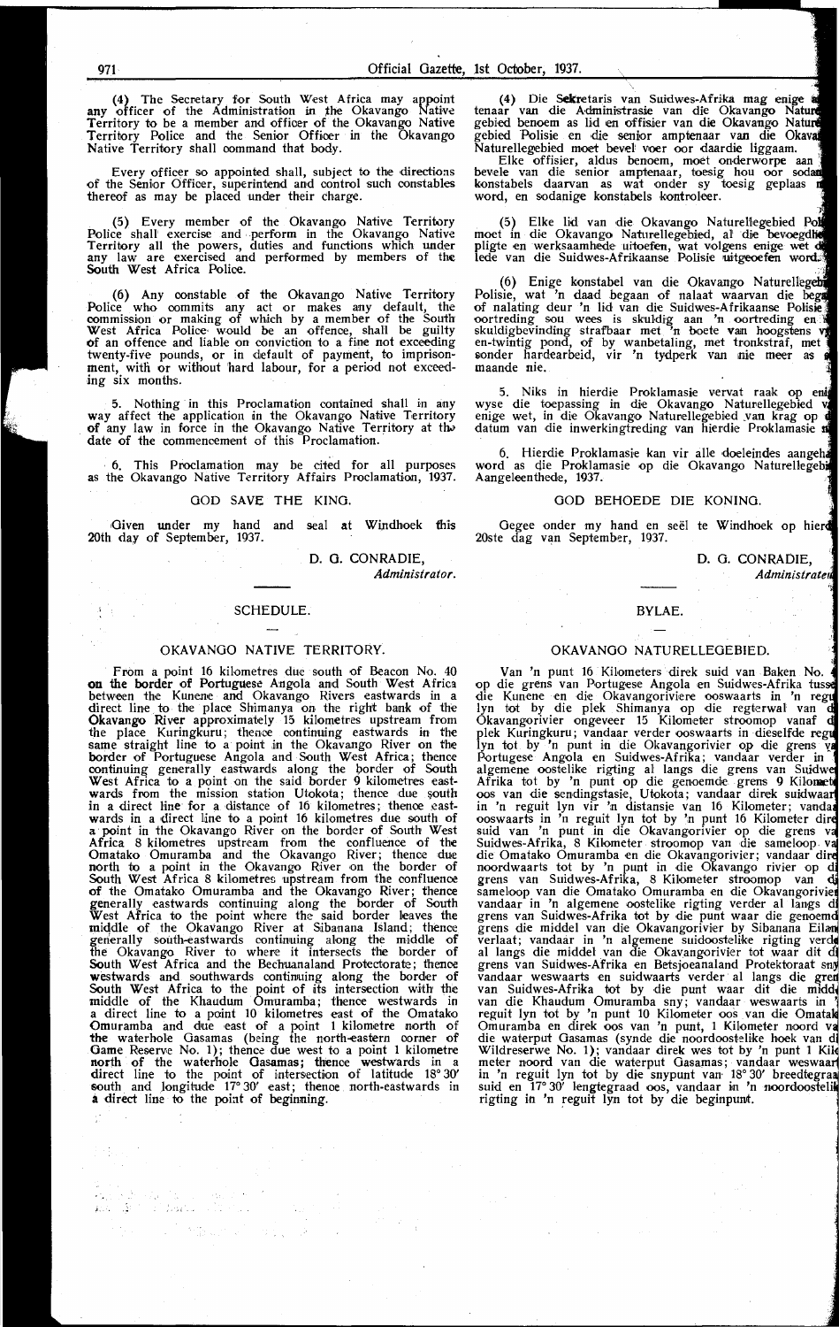(4) The Secretary for South West Africa may appoint any officer of the Administration in the Okavango Native Territory to be a member and officer of the Okavango Native Territory Police and the Senior Officer in the Okavango Native Territory shall command that body.

Every officer so appointed shall, subject to the directions of the Senior Officer, superintend and control such constables thereof as may be placed under their charge.

(5) Every member of the Okavango Native Territory Police shall exercise and perform in the Okavango Native Territory all the powers, duties and functions which under any law are exercised and performed by members of the South West Africa Police.

(6) Any constable of the Okavango Native Territory Police who commits any act or makes any default, the commission or making of which by a member of the South West Africa Police would be an offence, shall be guilty of an offence and liable on conviction to a fine not exceeding twenty-five pounds, or in default of payment, to imprisonment, with or without hard labour, for a period not exceeding six months.

5. Nothing in this Proclamation contained shall in any way affect the application in the Okavango Native Territory of any law in force in the Okavango Native Territory at the date of the commencement of this Proclamation.

6. This Proclamation may be cited for all purposes as the Okavango Native Territory Affairs Proclamation, 1937.

GOD SAVE THE KING.

Given under my hand and seal at Windhoek this 20th day of September, 1937.

D. G. CONRADIE,
*Administrator.*

## SCHEDULE.

### OKAVANGO NATIVE TERRITORY.

From a point 16 kilometres due south of Beacon No. 40 on the border of Portuguese Angola and South West Africa between the Kunene and Okavango Rivers eastwards in a direct line to the place Shimanya on the right bank of the Okavango River approximately 15 kilometres upstream from the place Kuringkuru; thence continuing eastwards in the same straight line to a point in the Okavango River on the border of Portuguese Angola and South West Africa; thence continuing generally eastwards along the border of South West Africa to a point on the said border 9 kilometres eastwards from the mission station Utokota; thence due south in a direct line for a distance of 16 kilometres; thence eastwards in a direct line to a point 16 kilometres due south of a point in the Okavango River on the border of South West Africa 8 kilometres upstream from the confluence of the Omatako Omuramba and the Okavango River; thence due north to a point in the Okavango River on the border of South West Africa 8 kilometres upstream from the confluence of the Omatako Omuramba and the Okavango River; thence generally eastwards continuing along the border of South West Africa to the point where the said border leaves the middle of the Okavango River at Sibanana Island; thence generally south-eastwards continuing along the middle of the Okavango River to where it intersects the border of South West Africa and the Bechuanaland Protectorate; thence westwards and southwards continuing along the border of South West Africa to the point of its intersection with the middle of the Khaudum Omuramba; thence westwards in a direct line to a point 10 kilometres east of the Omatako Omuramba and due east of a point 1 kilometre north of the waterhole Gasamas (being the north-eastern corner of Game Reserve No. 1); thence due west to a point 1 kilometre north of the waterhole Gasamas; thence westwards in a direct line to the point of intersection of latitude 18° 30′ south and longitude 17° 30′ east; thence north-eastwards in a direct line to the point of beginning.

(4) Die Sekretaris van Suidwes-Afrika mag enige amptenaar van die Administrasie van die Okavango Naturellegebied benoem as lid en offisier van die Okavango Naturellegebied Polisie en die senior amptenaar van die Okavango Naturellegebied moet bevel voer oor daardie liggaam.

Elke offisier, aldus benoem, moet onderworpe aan bevele van die senior amptenaar, toesig hou oor sodanige konstabels daarvan as wat onder sy toesig geplaas mag word, en sodanige konstabels kontroleer.

(5) Elke lid van die Okavango Naturellegebied Polisie moet in die Okavango Naturellegebied, al die bevoegdhede, pligte en werksaamhede uitoefen, wat volgens enige wet deur lede van die Suidwes-Afrikaanse Polisie uitgeoefen word.

(6) Enige konstabel van die Okavango Naturellegebied Polisie, wat 'n daad begaan of nalaat waarvan die begaan of nalating deur 'n lid van die Suidwes-Afrikaanse Polisie 'n oortreding sou wees is skuldig aan 'n oortreding en is by skuldigbevinding strafbaar met 'n boete van hoogstens vyf-en-twintig pond, of by wanbetaling, met tronkstraf, met of sonder hardearbeid, vir 'n tydperk van nie meer as ses maande nie.

5. Niks in hierdie Proklamasie vervat raak op enige wyse die toepassing in die Okavango Naturellegebied van enige wet, in die Okavango Naturellegebied van krag op die datum van die inwerkingtreding van hierdie Proklamasie nie.

6. Hierdie Proklamasie kan vir alle doeleindes aangehaal word as die Proklamasie op die Okavango Naturellegebied Aangeleenthede, 1937.

GOD BEHOEDE DIE KONING.

Gegee onder my hand en seël te Windhoek op hierdie 20ste dag van September, 1937.

D. G. CONRADIE,
*Administrateur.*

## BYLAE.

### OKAVANGO NATURELLEGEBIED.

Van 'n punt 16 Kilometers direk suid van Baken No. 40 op die grens van Portugese Angola en Suidwes-Afrika tussen die Kunene en die Okavangoriviere ooswaarts in 'n reguit lyn tot by die plek Shimanya op die regterwal van die Okavangorivier ongeveer 15 Kilometer stroomop vanaf die plek Kuringkuru; vandaar verder ooswaarts in dieselfde reguit lyn tot by 'n punt in die Okavangorivier op die grens van Portugese Angola en Suidwes-Afrika; vandaar verder in 'n algemene oostelike rigting al langs die grens van Suidwes-Afrika tot by 'n punt op die genoemde grens 9 Kilometer oos van die sendingstasie, Utokota; vandaar direk suidwaarts in 'n reguit lyn vir 'n distansie van 16 Kilometer; vandaar ooswaarts in 'n reguit lyn tot by 'n punt 16 Kilometer direk suid van 'n punt in die Okavangorivier op die grens van Suidwes-Afrika, 8 Kilometer stroomop van die sameloop van die Omatako Omuramba en die Okavangorivier; vandaar direk noordwaarts tot by 'n punt in die Okavango rivier op die grens van Suidwes-Afrika, 8 Kilometer stroomop van die sameloop van die Omatako Omuramba en die Okavangorivier; vandaar in 'n algemene oostelike rigting verder al langs die grens van Suidwes-Afrika tot by die punt waar die genoemde grens die middel van die Okavangorivier by Sibanana Eiland verlaat; vandaar in 'n algemene suidoostelike rigting verder al langs die middel van die Okavangorivier tot waar dit die grens van Suidwes-Afrika en Betsjoeanaland Protektoraat sny; vandaar weswaarts en suidwaarts verder al langs die grens van Suidwes-Afrika tot by die punt waar dit die middel van die Khaudum Omuramba sny; vandaar weswaarts in 'n reguit lyn tot by 'n punt 10 Kilometer oos van die Omatako Omuramba en direk oos van 'n punt, 1 Kilometer noord van die waterput Gasamas (synde die noordoostelike hoek van die Wildreserwe No. 1); vandaar direk wes tot by 'n punt 1 Kilometer noord van die waterput Gasamas; vandaar weswaarts in 'n reguit lyn tot by die snypunt van 18° 30′ breedtegraad suid en 17° 30′ lengtegraad oos, vandaar in 'n noordoostelike rigting in 'n reguit lyn tot by die beginpunt.